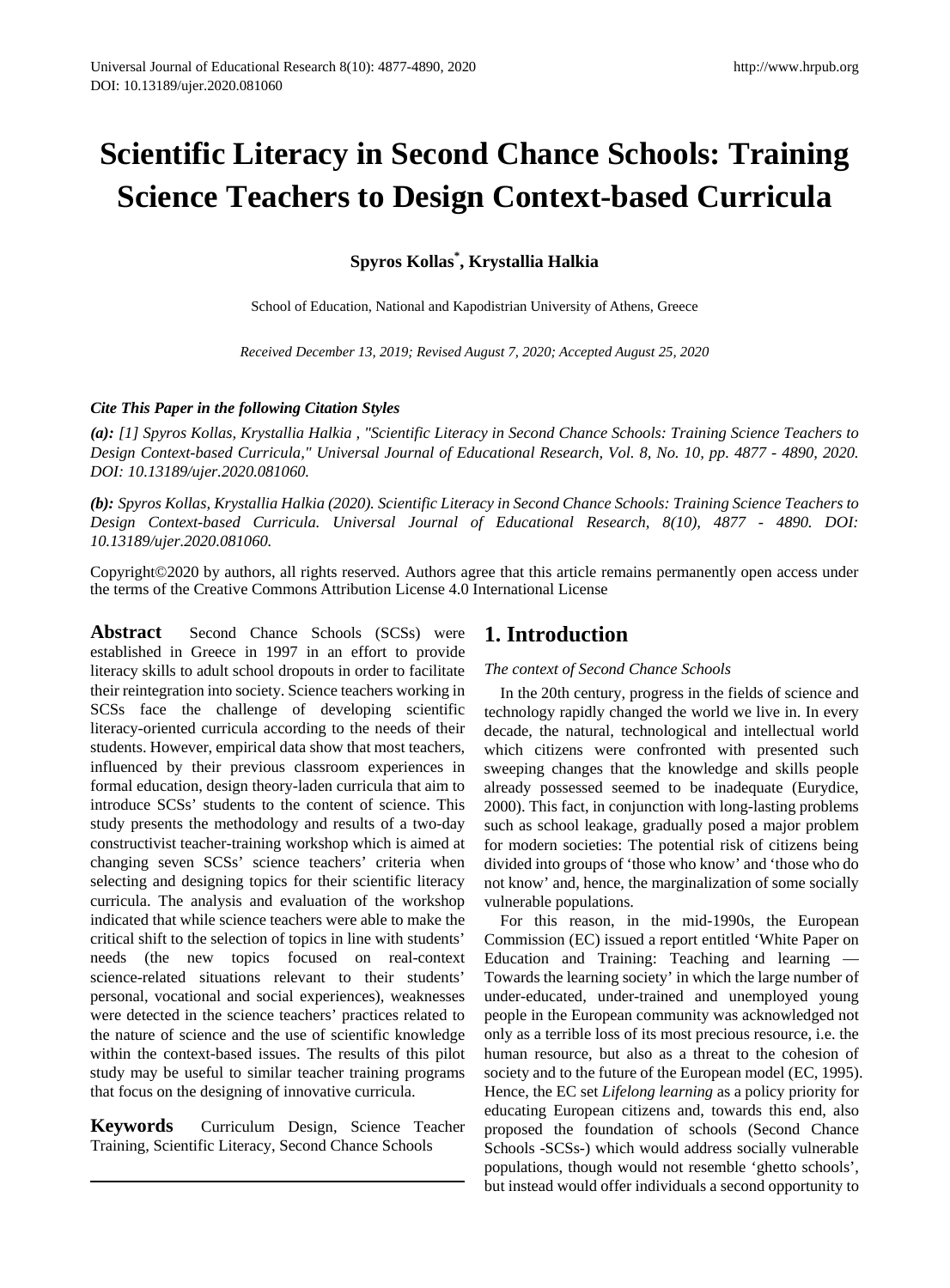# Scientific Literacy in Second Chance Schools: Training Science Teachers to Design Context-based Curricula

**Spyros Kollas[*], Krystallia Halkia**

School of Education, National and Kapodistrian University of Athens, Greece

*Received December 13, 2019; Revised August 7, 2020; Accepted August 25, 2020*

***Cite This Paper in the following Citation Styles***

***(a):** [1] Spyros Kollas, Krystallia Halkia , "Scientific Literacy in Second Chance Schools: Training Science Teachers to Design Context-based Curricula," Universal Journal of Educational Research, Vol. 8, No. 10, pp. 4877 - 4890, 2020. DOI: 10.13189/ujer.2020.081060.*

***(b):** Spyros Kollas, Krystallia Halkia (2020). Scientific Literacy in Second Chance Schools: Training Science Teachers to Design Context-based Curricula. Universal Journal of Educational Research, 8(10), 4877 - 4890. DOI: 10.13189/ujer.2020.081060.*

Copyright©2020 by authors, all rights reserved. Authors agree that this article remains permanently open access under the terms of the Creative Commons Attribution License 4.0 International License

**Abstract** Second Chance Schools (SCSs) were established in Greece in 1997 in an effort to provide literacy skills to adult school dropouts in order to facilitate their reintegration into society. Science teachers working in SCSs face the challenge of developing scientific literacy-oriented curricula according to the needs of their students. However, empirical data show that most teachers, influenced by their previous classroom experiences in formal education, design theory-laden curricula that aim to introduce SCSs' students to the content of science. This study presents the methodology and results of a two-day constructivist teacher-training workshop which is aimed at changing seven SCSs' science teachers' criteria when selecting and designing topics for their scientific literacy curricula. The analysis and evaluation of the workshop indicated that while science teachers were able to make the critical shift to the selection of topics in line with students' needs (the new topics focused on real-context science-related situations relevant to their students' personal, vocational and social experiences), weaknesses were detected in the science teachers' practices related to the nature of science and the use of scientific knowledge within the context-based issues. The results of this pilot study may be useful to similar teacher training programs that focus on the designing of innovative curricula.

**Keywords** Curriculum Design, Science Teacher Training, Scientific Literacy, Second Chance Schools

## 1. Introduction

*The context of Second Chance Schools*

In the 20th century, progress in the fields of science and technology rapidly changed the world we live in. In every decade, the natural, technological and intellectual world which citizens were confronted with presented such sweeping changes that the knowledge and skills people already possessed seemed to be inadequate (Eurydice, 2000). This fact, in conjunction with long-lasting problems such as school leakage, gradually posed a major problem for modern societies: The potential risk of citizens being divided into groups of 'those who know' and 'those who do not know' and, hence, the marginalization of some socially vulnerable populations.

For this reason, in the mid-1990s, the European Commission (EC) issued a report entitled 'White Paper on Education and Training: Teaching and learning — Towards the learning society' in which the large number of under-educated, under-trained and unemployed young people in the European community was acknowledged not only as a terrible loss of its most precious resource, i.e. the human resource, but also as a threat to the cohesion of society and to the future of the European model (EC, 1995). Hence, the EC set *Lifelong learning* as a policy priority for educating European citizens and, towards this end, also proposed the foundation of schools (Second Chance Schools -SCSs-) which would address socially vulnerable populations, though would not resemble 'ghetto schools', but instead would offer individuals a second opportunity to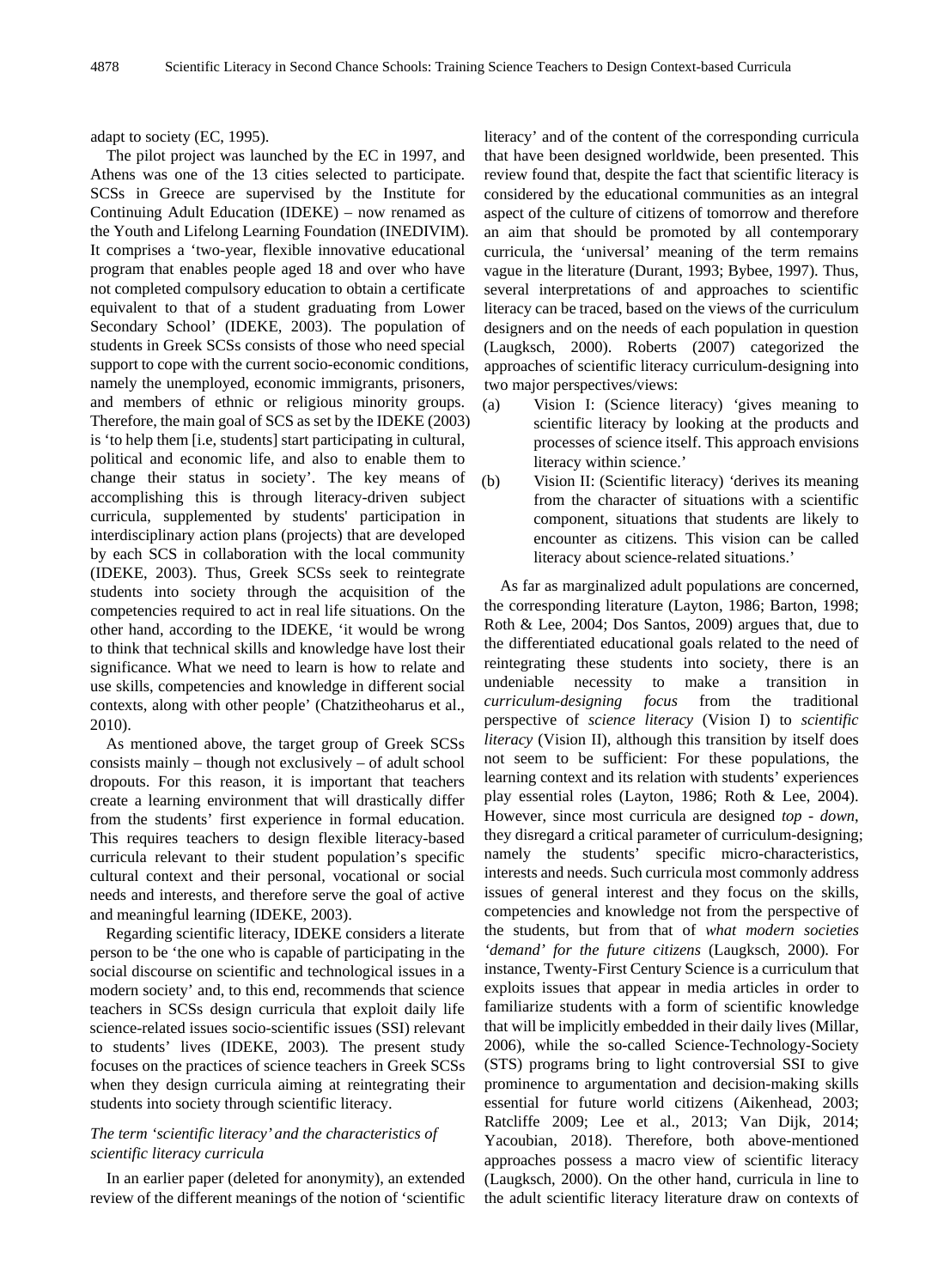adapt to society (EC, 1995).

The pilot project was launched by the EC in 1997, and Athens was one of the 13 cities selected to participate. SCSs in Greece are supervised by the Institute for Continuing Adult Education (IDEKE) – now renamed as the Youth and Lifelong Learning Foundation (INEDIVIM). It comprises a 'two-year, flexible innovative educational program that enables people aged 18 and over who have not completed compulsory education to obtain a certificate equivalent to that of a student graduating from Lower Secondary School' (IDEKE, 2003). The population of students in Greek SCSs consists of those who need special support to cope with the current socio-economic conditions, namely the unemployed, economic immigrants, prisoners, and members of ethnic or religious minority groups. Therefore, the main goal of SCS as set by the IDEKE (2003) is 'to help them [i.e, students] start participating in cultural, political and economic life, and also to enable them to change their status in society'. The key means of accomplishing this is through literacy-driven subject curricula, supplemented by students' participation in interdisciplinary action plans (projects) that are developed by each SCS in collaboration with the local community (IDEKE, 2003). Thus, Greek SCSs seek to reintegrate students into society through the acquisition of the competencies required to act in real life situations. On the other hand, according to the IDEKE, 'it would be wrong to think that technical skills and knowledge have lost their significance. What we need to learn is how to relate and use skills, competencies and knowledge in different social contexts, along with other people' (Chatzitheoharus et al., 2010).

As mentioned above, the target group of Greek SCSs consists mainly – though not exclusively – of adult school dropouts. For this reason, it is important that teachers create a learning environment that will drastically differ from the students' first experience in formal education. This requires teachers to design flexible literacy-based curricula relevant to their student population's specific cultural context and their personal, vocational or social needs and interests, and therefore serve the goal of active and meaningful learning (IDEKE, 2003).

Regarding scientific literacy, IDEKE considers a literate person to be 'the one who is capable of participating in the social discourse on scientific and technological issues in a modern society' and, to this end, recommends that science teachers in SCSs design curricula that exploit daily life science-related issues socio-scientific issues (SSI) relevant to students' lives (IDEKE, 2003). The present study focuses on the practices of science teachers in Greek SCSs when they design curricula aiming at reintegrating their students into society through scientific literacy.

### *The term 'scientific literacy' and the characteristics of scientific literacy curricula*

In an earlier paper (deleted for anonymity), an extended review of the different meanings of the notion of 'scientific literacy' and of the content of the corresponding curricula that have been designed worldwide, been presented. This review found that, despite the fact that scientific literacy is considered by the educational communities as an integral aspect of the culture of citizens of tomorrow and therefore an aim that should be promoted by all contemporary curricula, the 'universal' meaning of the term remains vague in the literature (Durant, 1993; Bybee, 1997). Thus, several interpretations of and approaches to scientific literacy can be traced, based on the views of the curriculum designers and on the needs of each population in question (Laugksch, 2000). Roberts (2007) categorized the approaches of scientific literacy curriculum-designing into two major perspectives/views:

(a) Vision I: (Science literacy) 'gives meaning to scientific literacy by looking at the products and processes of science itself. This approach envisions literacy within science.'

(b) Vision II: (Scientific literacy) 'derives its meaning from the character of situations with a scientific component, situations that students are likely to encounter as citizens. This vision can be called literacy about science-related situations.'

As far as marginalized adult populations are concerned, the corresponding literature (Layton, 1986; Barton, 1998; Roth & Lee, 2004; Dos Santos, 2009) argues that, due to the differentiated educational goals related to the need of reintegrating these students into society, there is an undeniable necessity to make a transition in *curriculum-designing focus* from the traditional perspective of *science literacy* (Vision I) to *scientific literacy* (Vision II), although this transition by itself does not seem to be sufficient: For these populations, the learning context and its relation with students' experiences play essential roles (Layton, 1986; Roth & Lee, 2004). However, since most curricula are designed *top - down*, they disregard a critical parameter of curriculum-designing; namely the students' specific micro-characteristics, interests and needs. Such curricula most commonly address issues of general interest and they focus on the skills, competencies and knowledge not from the perspective of the students, but from that of *what modern societies 'demand' for the future citizens* (Laugksch, 2000). For instance, Twenty-First Century Science is a curriculum that exploits issues that appear in media articles in order to familiarize students with a form of scientific knowledge that will be implicitly embedded in their daily lives (Millar, 2006), while the so-called Science-Technology-Society (STS) programs bring to light controversial SSI to give prominence to argumentation and decision-making skills essential for future world citizens (Aikenhead, 2003; Ratcliffe 2009; Lee et al., 2013; Van Dijk, 2014; Yacoubian, 2018). Therefore, both above-mentioned approaches possess a macro view of scientific literacy (Laugksch, 2000). On the other hand, curricula in line to the adult scientific literacy literature draw on contexts of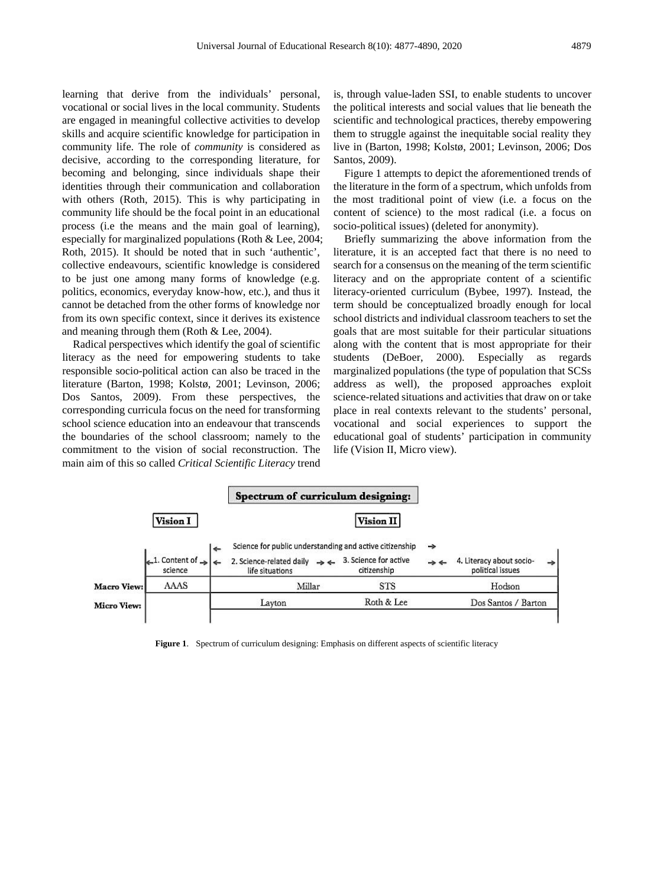learning that derive from the individuals' personal, vocational or social lives in the local community. Students are engaged in meaningful collective activities to develop skills and acquire scientific knowledge for participation in community life. The role of *community* is considered as decisive, according to the corresponding literature, for becoming and belonging, since individuals shape their identities through their communication and collaboration with others (Roth, 2015). This is why participating in community life should be the focal point in an educational process (i.e the means and the main goal of learning), especially for marginalized populations (Roth & Lee, 2004; Roth, 2015). It should be noted that in such 'authentic', collective endeavours, scientific knowledge is considered to be just one among many forms of knowledge (e.g. politics, economics, everyday know-how, etc.), and thus it cannot be detached from the other forms of knowledge nor from its own specific context, since it derives its existence and meaning through them (Roth & Lee, 2004).

Radical perspectives which identify the goal of scientific literacy as the need for empowering students to take responsible socio-political action can also be traced in the literature (Barton, 1998; Kolstø, 2001; Levinson, 2006; Dos Santos, 2009). From these perspectives, the corresponding curricula focus on the need for transforming school science education into an endeavour that transcends the boundaries of the school classroom; namely to the commitment to the vision of social reconstruction. The main aim of this so called *Critical Scientific Literacy* trend is, through value-laden SSI, to enable students to uncover the political interests and social values that lie beneath the scientific and technological practices, thereby empowering them to struggle against the inequitable social reality they live in (Barton, 1998; Kolstø, 2001; Levinson, 2006; Dos Santos, 2009).

Figure 1 attempts to depict the aforementioned trends of the literature in the form of a spectrum, which unfolds from the most traditional point of view (i.e. a focus on the content of science) to the most radical (i.e. a focus on socio-political issues) (deleted for anonymity).

Briefly summarizing the above information from the literature, it is an accepted fact that there is no need to search for a consensus on the meaning of the term scientific literacy and on the appropriate content of a scientific literacy-oriented curriculum (Bybee, 1997). Instead, the term should be conceptualized broadly enough for local school districts and individual classroom teachers to set the goals that are most suitable for their particular situations along with the content that is most appropriate for their students (DeBoer, 2000). Especially as regards marginalized populations (the type of population that SCSs address as well), the proposed approaches exploit science-related situations and activities that draw on or take place in real contexts relevant to the students' personal, vocational and social experiences to support the educational goal of students' participation in community life (Vision II, Micro view).

**Spectrum of curriculum designing:**

| | Vision I | Vision II | | |
|---|---|---|---|---|
| | | Science for public understanding and active citizenship | | |
| | 1. Content of science | 2. Science-related daily life situations | 3. Science for active citizenship | 4. Literacy about socio-political issues |
| **Macro View:** | AAAS | Millar | STS | Hodson |
| **Micro View:** | | Layton | Roth & Lee | Dos Santos / Barton |

**Figure 1**. Spectrum of curriculum designing: Emphasis on different aspects of scientific literacy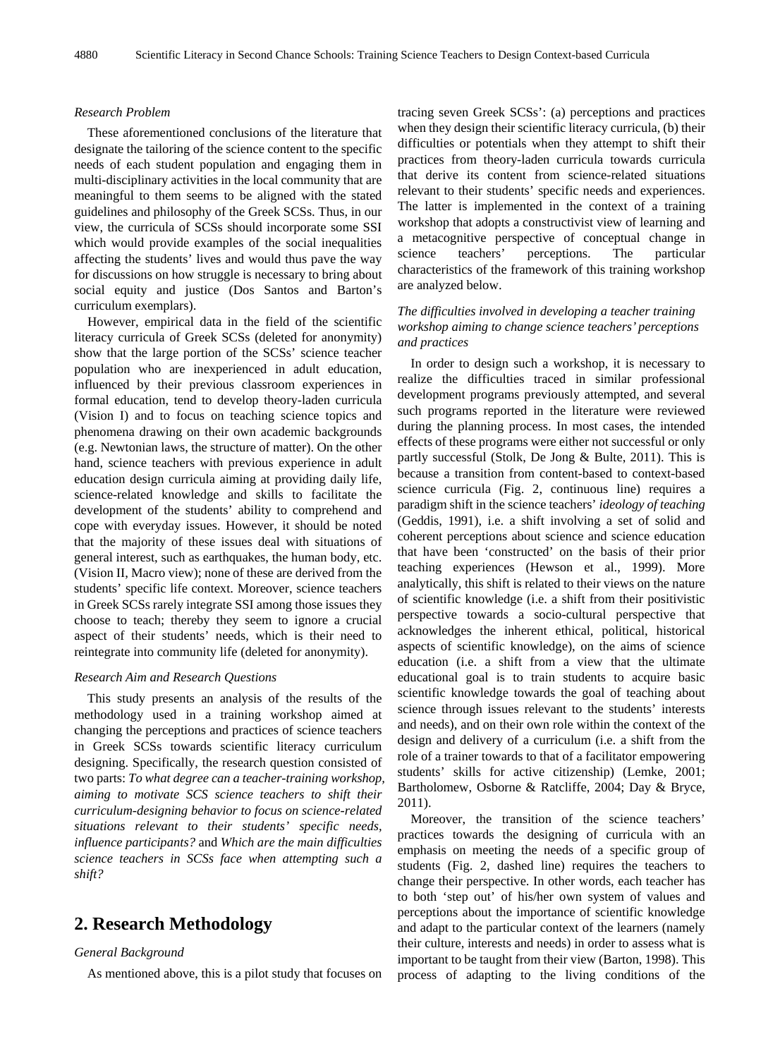*Research Problem*

These aforementioned conclusions of the literature that designate the tailoring of the science content to the specific needs of each student population and engaging them in multi-disciplinary activities in the local community that are meaningful to them seems to be aligned with the stated guidelines and philosophy of the Greek SCSs. Thus, in our view, the curricula of SCSs should incorporate some SSI which would provide examples of the social inequalities affecting the students' lives and would thus pave the way for discussions on how struggle is necessary to bring about social equity and justice (Dos Santos and Barton's curriculum exemplars).

However, empirical data in the field of the scientific literacy curricula of Greek SCSs (deleted for anonymity) show that the large portion of the SCSs' science teacher population who are inexperienced in adult education, influenced by their previous classroom experiences in formal education, tend to develop theory-laden curricula (Vision I) and to focus on teaching science topics and phenomena drawing on their own academic backgrounds (e.g. Newtonian laws, the structure of matter). On the other hand, science teachers with previous experience in adult education design curricula aiming at providing daily life, science-related knowledge and skills to facilitate the development of the students' ability to comprehend and cope with everyday issues. However, it should be noted that the majority of these issues deal with situations of general interest, such as earthquakes, the human body, etc. (Vision II, Macro view); none of these are derived from the students' specific life context. Moreover, science teachers in Greek SCSs rarely integrate SSI among those issues they choose to teach; thereby they seem to ignore a crucial aspect of their students' needs, which is their need to reintegrate into community life (deleted for anonymity).

*Research Aim and Research Questions*

This study presents an analysis of the results of the methodology used in a training workshop aimed at changing the perceptions and practices of science teachers in Greek SCSs towards scientific literacy curriculum designing. Specifically, the research question consisted of two parts: *To what degree can a teacher-training workshop, aiming to motivate SCS science teachers to shift their curriculum-designing behavior to focus on science-related situations relevant to their students' specific needs, influence participants?* and *Which are the main difficulties science teachers in SCSs face when attempting such a shift?*

## 2. Research Methodology

*General Background*

As mentioned above, this is a pilot study that focuses on tracing seven Greek SCSs': (a) perceptions and practices when they design their scientific literacy curricula, (b) their difficulties or potentials when they attempt to shift their practices from theory-laden curricula towards curricula that derive its content from science-related situations relevant to their students' specific needs and experiences. The latter is implemented in the context of a training workshop that adopts a constructivist view of learning and a metacognitive perspective of conceptual change in science teachers' perceptions. The particular characteristics of the framework of this training workshop are analyzed below.

*The difficulties involved in developing a teacher training workshop aiming to change science teachers' perceptions and practices*

In order to design such a workshop, it is necessary to realize the difficulties traced in similar professional development programs previously attempted, and several such programs reported in the literature were reviewed during the planning process. In most cases, the intended effects of these programs were either not successful or only partly successful (Stolk, De Jong & Bulte, 2011). This is because a transition from content-based to context-based science curricula (Fig. 2, continuous line) requires a paradigm shift in the science teachers' *ideology of teaching* (Geddis, 1991), i.e. a shift involving a set of solid and coherent perceptions about science and science education that have been 'constructed' on the basis of their prior teaching experiences (Hewson et al., 1999). More analytically, this shift is related to their views on the nature of scientific knowledge (i.e. a shift from their positivistic perspective towards a socio-cultural perspective that acknowledges the inherent ethical, political, historical aspects of scientific knowledge), on the aims of science education (i.e. a shift from a view that the ultimate educational goal is to train students to acquire basic scientific knowledge towards the goal of teaching about science through issues relevant to the students' interests and needs), and on their own role within the context of the design and delivery of a curriculum (i.e. a shift from the role of a trainer towards to that of a facilitator empowering students' skills for active citizenship) (Lemke, 2001; Bartholomew, Osborne & Ratcliffe, 2004; Day & Bryce, 2011).

Moreover, the transition of the science teachers' practices towards the designing of curricula with an emphasis on meeting the needs of a specific group of students (Fig. 2, dashed line) requires the teachers to change their perspective. In other words, each teacher has to both 'step out' of his/her own system of values and perceptions about the importance of scientific knowledge and adapt to the particular context of the learners (namely their culture, interests and needs) in order to assess what is important to be taught from their view (Barton, 1998). This process of adapting to the living conditions of the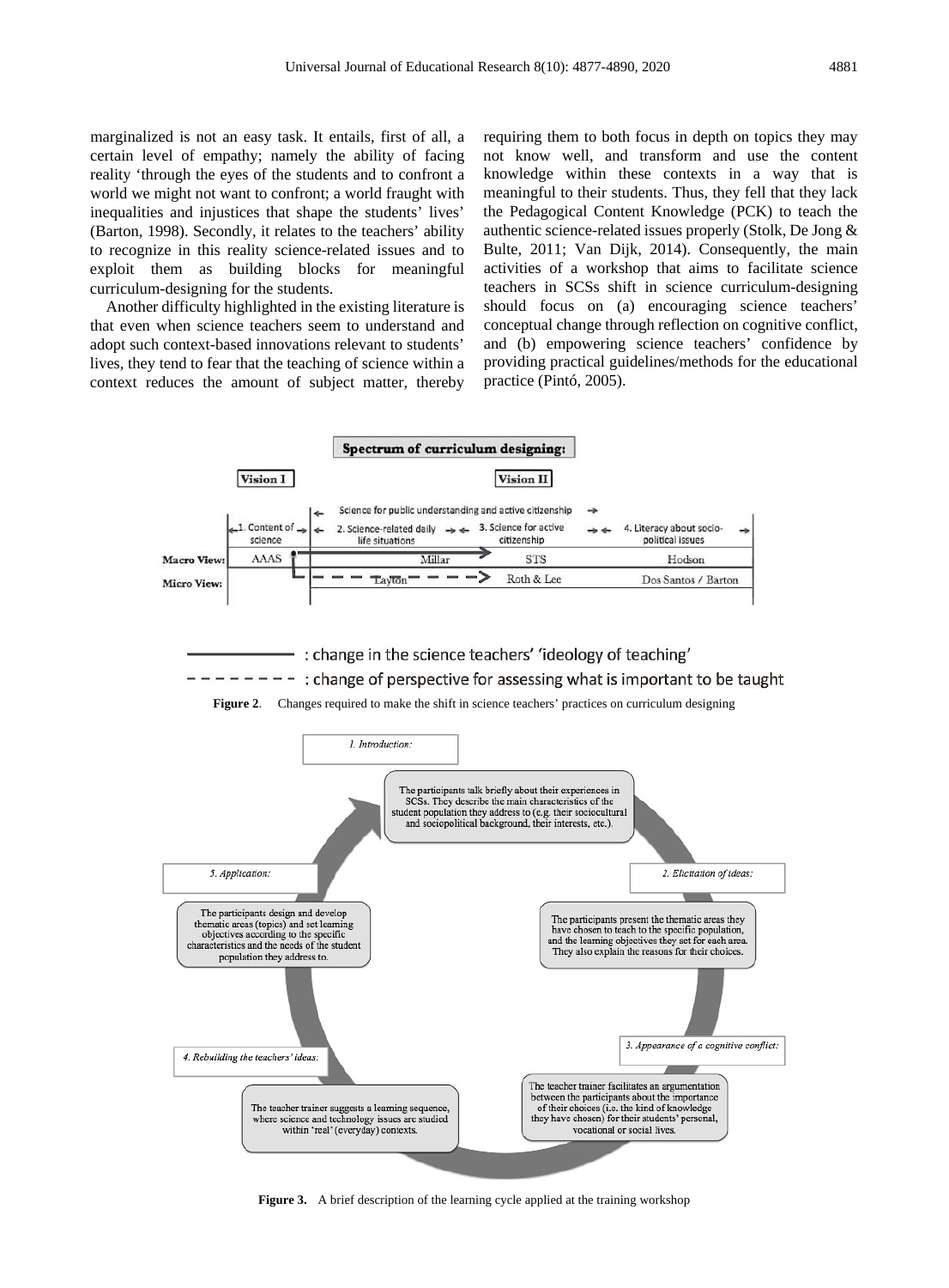marginalized is not an easy task. It entails, first of all, a certain level of empathy; namely the ability of facing reality 'through the eyes of the students and to confront a world we might not want to confront; a world fraught with inequalities and injustices that shape the students' lives' (Barton, 1998). Secondly, it relates to the teachers' ability to recognize in this reality science-related issues and to exploit them as building blocks for meaningful curriculum-designing for the students.

Another difficulty highlighted in the existing literature is that even when science teachers seem to understand and adopt such context-based innovations relevant to students' lives, they tend to fear that the teaching of science within a context reduces the amount of subject matter, thereby requiring them to both focus in depth on topics they may not know well, and transform and use the content knowledge within these contexts in a way that is meaningful to their students. Thus, they fell that they lack the Pedagogical Content Knowledge (PCK) to teach the authentic science-related issues properly (Stolk, De Jong & Bulte, 2011; Van Dijk, 2014). Consequently, the main activities of a workshop that aims to facilitate science teachers in SCSs shift in science curriculum-designing should focus on (a) encouraging science teachers' conceptual change through reflection on cognitive conflict, and (b) empowering science teachers' confidence by providing practical guidelines/methods for the educational practice (Pintó, 2005).

**Figure 2**. Changes required to make the shift in science teachers' practices on curriculum designing

**Figure 3.** A brief description of the learning cycle applied at the training workshop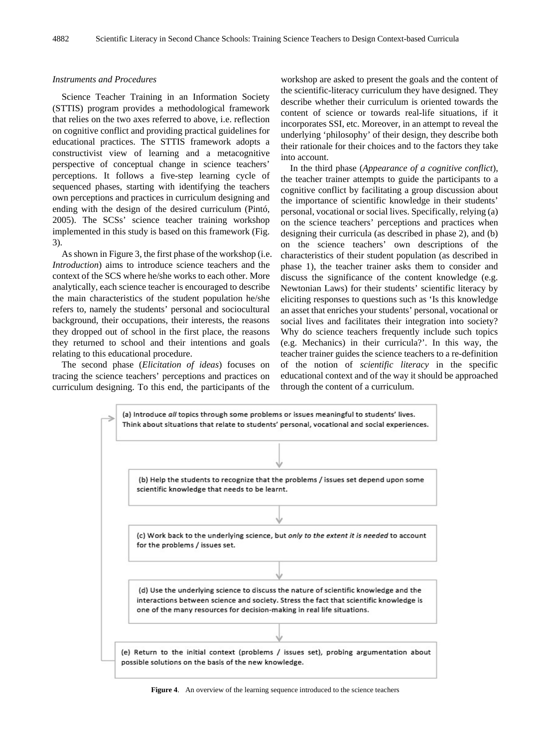*Instruments and Procedures*

Science Teacher Training in an Information Society (STTIS) program provides a methodological framework that relies on the two axes referred to above, i.e. reflection on cognitive conflict and providing practical guidelines for educational practices. The STTIS framework adopts a constructivist view of learning and a metacognitive perspective of conceptual change in science teachers' perceptions. It follows a five-step learning cycle of sequenced phases, starting with identifying the teachers own perceptions and practices in curriculum designing and ending with the design of the desired curriculum (Pintó, 2005). The SCSs' science teacher training workshop implemented in this study is based on this framework (Fig. 3).

As shown in Figure 3, the first phase of the workshop (i.e. *Introduction*) aims to introduce science teachers and the context of the SCS where he/she works to each other. More analytically, each science teacher is encouraged to describe the main characteristics of the student population he/she refers to, namely the students' personal and sociocultural background, their occupations, their interests, the reasons they dropped out of school in the first place, the reasons they returned to school and their intentions and goals relating to this educational procedure.

The second phase (*Elicitation of ideas*) focuses on tracing the science teachers' perceptions and practices on curriculum designing. To this end, the participants of the workshop are asked to present the goals and the content of the scientific-literacy curriculum they have designed. They describe whether their curriculum is oriented towards the content of science or towards real-life situations, if it incorporates SSI, etc. Moreover, in an attempt to reveal the underlying 'philosophy' of their design, they describe both their rationale for their choices and to the factors they take into account.

In the third phase (*Appearance of a cognitive conflict*), the teacher trainer attempts to guide the participants to a cognitive conflict by facilitating a group discussion about the importance of scientific knowledge in their students' personal, vocational or social lives. Specifically, relying (a) on the science teachers' perceptions and practices when designing their curricula (as described in phase 2), and (b) on the science teachers' own descriptions of the characteristics of their student population (as described in phase 1), the teacher trainer asks them to consider and discuss the significance of the content knowledge (e.g. Newtonian Laws) for their students' scientific literacy by eliciting responses to questions such as 'Is this knowledge an asset that enriches your students' personal, vocational or social lives and facilitates their integration into society? Why do science teachers frequently include such topics (e.g. Mechanics) in their curricula?'. In this way, the teacher trainer guides the science teachers to a re-definition of the notion of *scientific literacy* in the specific educational context and of the way it should be approached through the content of a curriculum.

(a) Introduce *all* topics through some problems or issues meaningful to students' lives. Think about situations that relate to students' personal, vocational and social experiences.

↓

(b) Help the students to recognize that the problems / issues set depend upon some scientific knowledge that needs to be learnt.

↓

(c) Work back to the underlying science, but *only to the extent it is needed* to account for the problems / issues set.

↓

(d) Use the underlying science to discuss the nature of scientific knowledge and the interactions between science and society. Stress the fact that scientific knowledge is one of the many resources for decision-making in real life situations.

↓

(e) Return to the initial context (problems / issues set), probing argumentation about possible solutions on the basis of the new knowledge.

**Figure 4**. An overview of the learning sequence introduced to the science teachers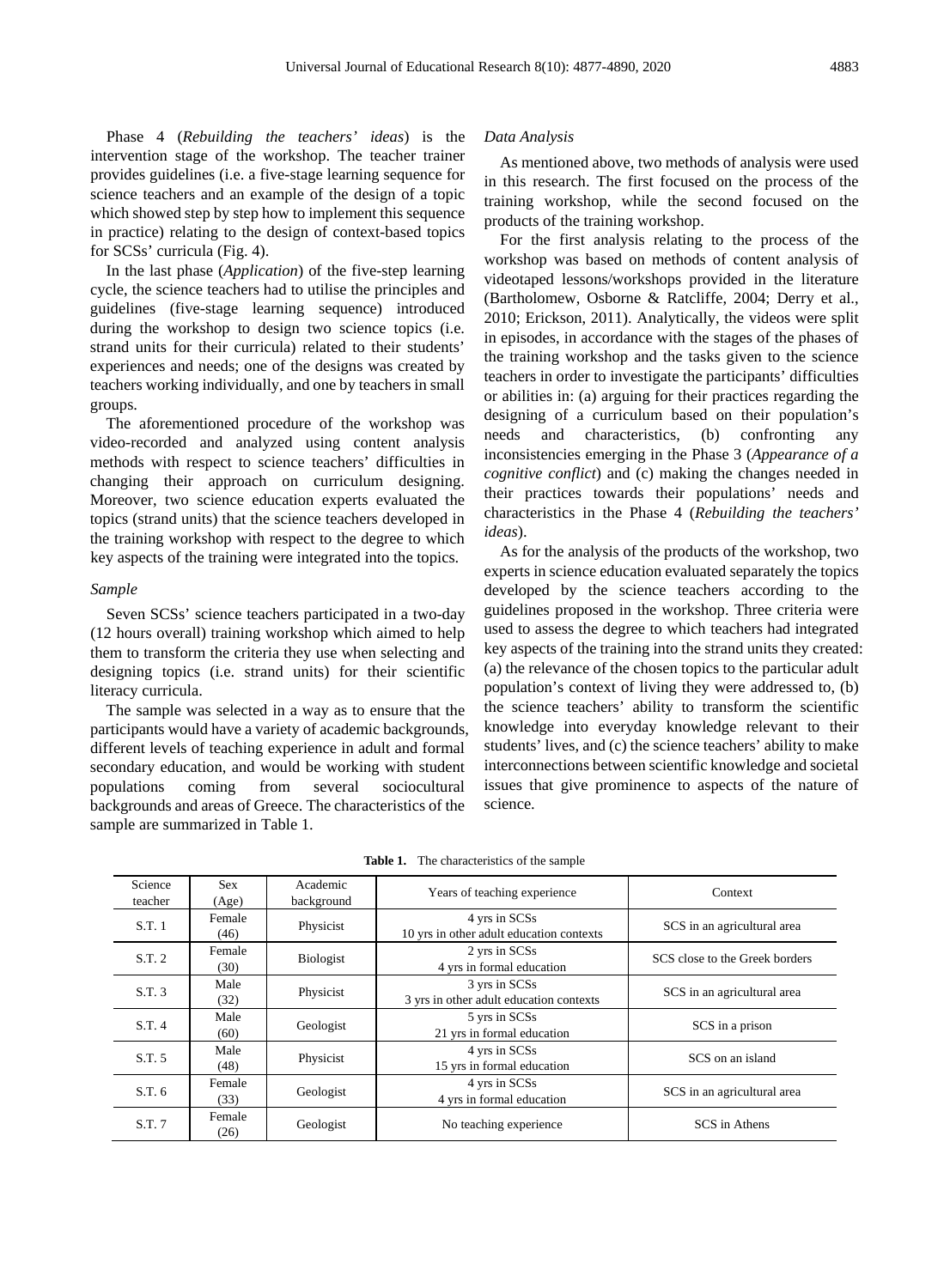Phase 4 (*Rebuilding the teachers' ideas*) is the intervention stage of the workshop. The teacher trainer provides guidelines (i.e. a five-stage learning sequence for science teachers and an example of the design of a topic which showed step by step how to implement this sequence in practice) relating to the design of context-based topics for SCSs' curricula (Fig. 4).

In the last phase (*Application*) of the five-step learning cycle, the science teachers had to utilise the principles and guidelines (five-stage learning sequence) introduced during the workshop to design two science topics (i.e. strand units for their curricula) related to their students' experiences and needs; one of the designs was created by teachers working individually, and one by teachers in small groups.

The aforementioned procedure of the workshop was video-recorded and analyzed using content analysis methods with respect to science teachers' difficulties in changing their approach on curriculum designing. Moreover, two science education experts evaluated the topics (strand units) that the science teachers developed in the training workshop with respect to the degree to which key aspects of the training were integrated into the topics.

### *Sample*

Seven SCSs' science teachers participated in a two-day (12 hours overall) training workshop which aimed to help them to transform the criteria they use when selecting and designing topics (i.e. strand units) for their scientific literacy curricula.

The sample was selected in a way as to ensure that the participants would have a variety of academic backgrounds, different levels of teaching experience in adult and formal secondary education, and would be working with student populations coming from several sociocultural backgrounds and areas of Greece. The characteristics of the sample are summarized in Table 1.

### *Data Analysis*

As mentioned above, two methods of analysis were used in this research. The first focused on the process of the training workshop, while the second focused on the products of the training workshop.

For the first analysis relating to the process of the workshop was based on methods of content analysis of videotaped lessons/workshops provided in the literature (Bartholomew, Osborne & Ratcliffe, 2004; Derry et al., 2010; Erickson, 2011). Analytically, the videos were split in episodes, in accordance with the stages of the phases of the training workshop and the tasks given to the science teachers in order to investigate the participants' difficulties or abilities in: (a) arguing for their practices regarding the designing of a curriculum based on their population's needs and characteristics, (b) confronting any inconsistencies emerging in the Phase 3 (*Appearance of a cognitive conflict*) and (c) making the changes needed in their practices towards their populations' needs and characteristics in the Phase 4 (*Rebuilding the teachers' ideas*).

As for the analysis of the products of the workshop, two experts in science education evaluated separately the topics developed by the science teachers according to the guidelines proposed in the workshop. Three criteria were used to assess the degree to which teachers had integrated key aspects of the training into the strand units they created: (a) the relevance of the chosen topics to the particular adult population's context of living they were addressed to, (b) the science teachers' ability to transform the scientific knowledge into everyday knowledge relevant to their students' lives, and (c) the science teachers' ability to make interconnections between scientific knowledge and societal issues that give prominence to aspects of the nature of science.

**Table 1.** The characteristics of the sample

| Science teacher | Sex (Age) | Academic background | Years of teaching experience | Context |
|---|---|---|---|---|
| S.T. 1 | Female (46) | Physicist | 4 yrs in SCSs<br>10 yrs in other adult education contexts | SCS in an agricultural area |
| S.T. 2 | Female (30) | Biologist | 2 yrs in SCSs<br>4 yrs in formal education | SCS close to the Greek borders |
| S.T. 3 | Male (32) | Physicist | 3 yrs in SCSs<br>3 yrs in other adult education contexts | SCS in an agricultural area |
| S.T. 4 | Male (60) | Geologist | 5 yrs in SCSs<br>21 yrs in formal education | SCS in a prison |
| S.T. 5 | Male (48) | Physicist | 4 yrs in SCSs<br>15 yrs in formal education | SCS on an island |
| S.T. 6 | Female (33) | Geologist | 4 yrs in SCSs<br>4 yrs in formal education | SCS in an agricultural area |
| S.T. 7 | Female (26) | Geologist | No teaching experience | SCS in Athens |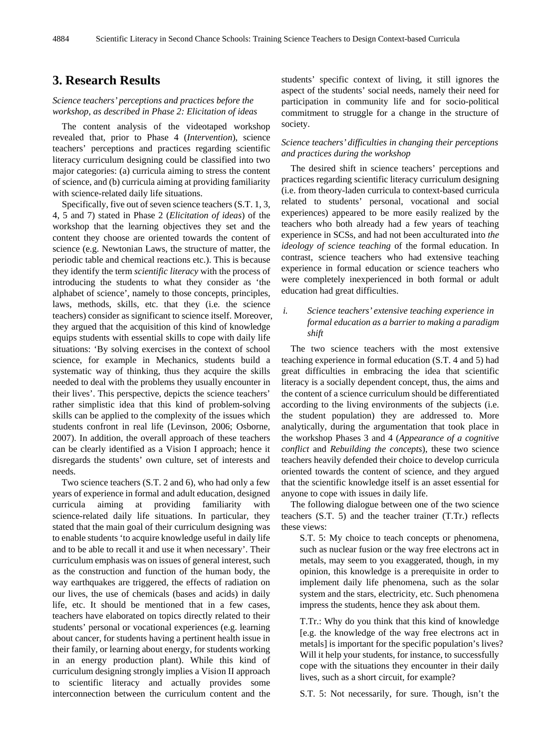## 3. Research Results

*Science teachers' perceptions and practices before the workshop, as described in Phase 2: Elicitation of ideas*

The content analysis of the videotaped workshop revealed that, prior to Phase 4 (*Intervention*), science teachers' perceptions and practices regarding scientific literacy curriculum designing could be classified into two major categories: (a) curricula aiming to stress the content of science, and (b) curricula aiming at providing familiarity with science-related daily life situations.

Specifically, five out of seven science teachers (S.T. 1, 3, 4, 5 and 7) stated in Phase 2 (*Elicitation of ideas*) of the workshop that the learning objectives they set and the content they choose are oriented towards the content of science (e.g. Newtonian Laws, the structure of matter, the periodic table and chemical reactions etc.). This is because they identify the term *scientific literacy* with the process of introducing the students to what they consider as 'the alphabet of science', namely to those concepts, principles, laws, methods, skills, etc. that they (i.e. the science teachers) consider as significant to science itself. Moreover, they argued that the acquisition of this kind of knowledge equips students with essential skills to cope with daily life situations: 'By solving exercises in the context of school science, for example in Mechanics, students build a systematic way of thinking, thus they acquire the skills needed to deal with the problems they usually encounter in their lives'. This perspective, depicts the science teachers' rather simplistic idea that this kind of problem-solving skills can be applied to the complexity of the issues which students confront in real life (Levinson, 2006; Osborne, 2007). In addition, the overall approach of these teachers can be clearly identified as a Vision I approach; hence it disregards the students' own culture, set of interests and needs.

Two science teachers (S.T. 2 and 6), who had only a few years of experience in formal and adult education, designed curricula aiming at providing familiarity with science-related daily life situations. In particular, they stated that the main goal of their curriculum designing was to enable students 'to acquire knowledge useful in daily life and to be able to recall it and use it when necessary'. Their curriculum emphasis was on issues of general interest, such as the construction and function of the human body, the way earthquakes are triggered, the effects of radiation on our lives, the use of chemicals (bases and acids) in daily life, etc. It should be mentioned that in a few cases, teachers have elaborated on topics directly related to their students' personal or vocational experiences (e.g. learning about cancer, for students having a pertinent health issue in their family, or learning about energy, for students working in an energy production plant). While this kind of curriculum designing strongly implies a Vision II approach to scientific literacy and actually provides some interconnection between the curriculum content and the students' specific context of living, it still ignores the aspect of the students' social needs, namely their need for participation in community life and for socio-political commitment to struggle for a change in the structure of society.

*Science teachers' difficulties in changing their perceptions and practices during the workshop*

The desired shift in science teachers' perceptions and practices regarding scientific literacy curriculum designing (i.e. from theory-laden curricula to context-based curricula related to students' personal, vocational and social experiences) appeared to be more easily realized by the teachers who both already had a few years of teaching experience in SCSs, and had not been acculturated into *the ideology of science teaching* of the formal education. In contrast, science teachers who had extensive teaching experience in formal education or science teachers who were completely inexperienced in both formal or adult education had great difficulties.

*i. Science teachers' extensive teaching experience in formal education as a barrier to making a paradigm shift*

The two science teachers with the most extensive teaching experience in formal education (S.T. 4 and 5) had great difficulties in embracing the idea that scientific literacy is a socially dependent concept, thus, the aims and the content of a science curriculum should be differentiated according to the living environments of the subjects (i.e. the student population) they are addressed to. More analytically, during the argumentation that took place in the workshop Phases 3 and 4 (*Appearance of a cognitive conflict* and *Rebuilding the concepts*), these two science teachers heavily defended their choice to develop curricula oriented towards the content of science, and they argued that the scientific knowledge itself is an asset essential for anyone to cope with issues in daily life.

The following dialogue between one of the two science teachers (S.T. 5) and the teacher trainer (T.Tr.) reflects these views:

> S.T. 5: My choice to teach concepts or phenomena, such as nuclear fusion or the way free electrons act in metals, may seem to you exaggerated, though, in my opinion, this knowledge is a prerequisite in order to implement daily life phenomena, such as the solar system and the stars, electricity, etc. Such phenomena impress the students, hence they ask about them.
>
> T.Tr.: Why do you think that this kind of knowledge [e.g. the knowledge of the way free electrons act in metals] is important for the specific population's lives? Will it help your students, for instance, to successfully cope with the situations they encounter in their daily lives, such as a short circuit, for example?
>
> S.T. 5: Not necessarily, for sure. Though, isn't the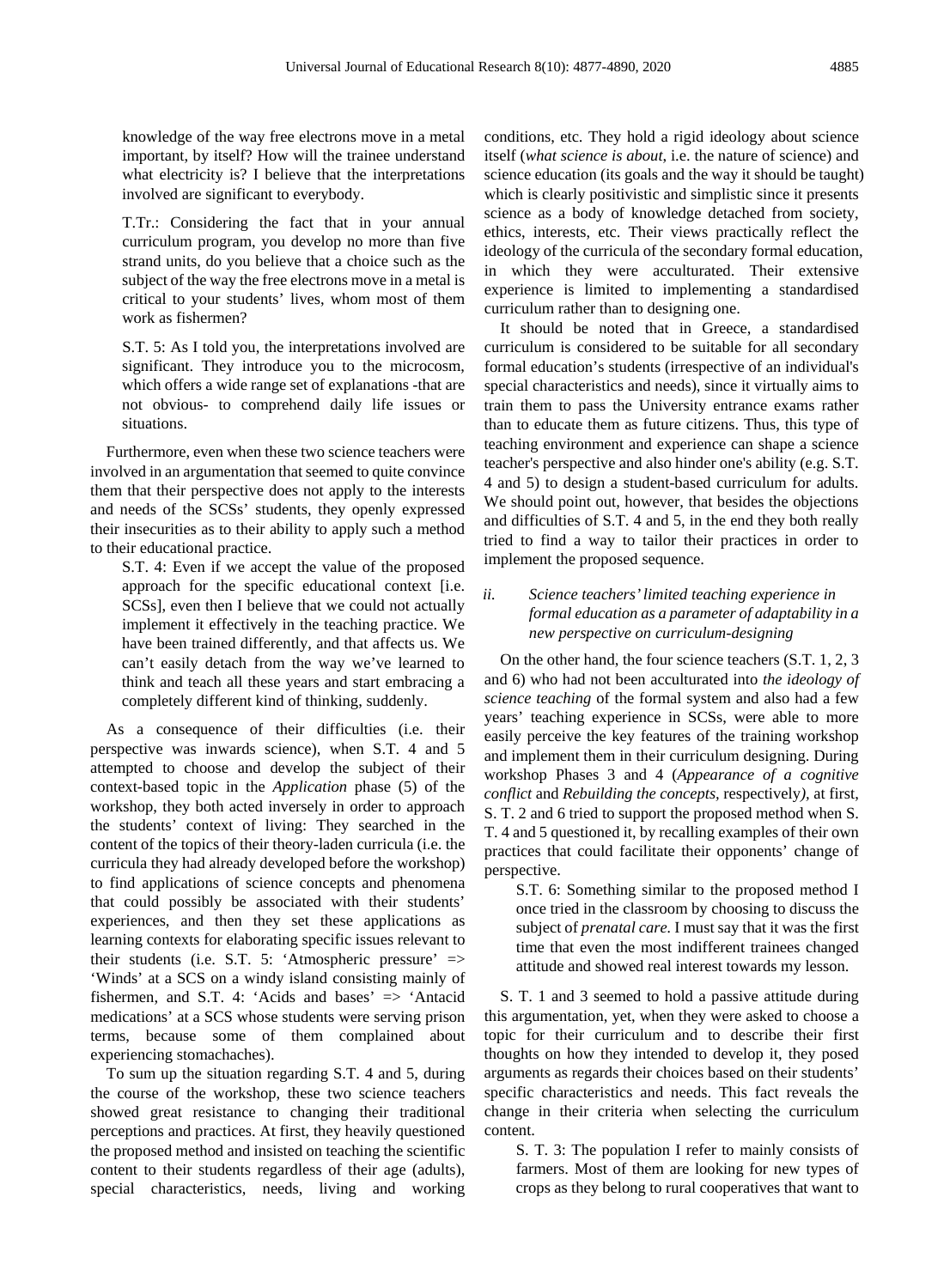knowledge of the way free electrons move in a metal important, by itself? How will the trainee understand what electricity is? I believe that the interpretations involved are significant to everybody.

T.Tr.: Considering the fact that in your annual curriculum program, you develop no more than five strand units, do you believe that a choice such as the subject of the way the free electrons move in a metal is critical to your students' lives, whom most of them work as fishermen?

S.T. 5: As I told you, the interpretations involved are significant. They introduce you to the microcosm, which offers a wide range set of explanations -that are not obvious- to comprehend daily life issues or situations.

Furthermore, even when these two science teachers were involved in an argumentation that seemed to quite convince them that their perspective does not apply to the interests and needs of the SCSs' students, they openly expressed their insecurities as to their ability to apply such a method to their educational practice.

S.T. 4: Even if we accept the value of the proposed approach for the specific educational context [i.e. SCSs], even then I believe that we could not actually implement it effectively in the teaching practice. We have been trained differently, and that affects us. We can't easily detach from the way we've learned to think and teach all these years and start embracing a completely different kind of thinking, suddenly.

As a consequence of their difficulties (i.e. their perspective was inwards science), when S.T. 4 and 5 attempted to choose and develop the subject of their context-based topic in the *Application* phase (5) of the workshop, they both acted inversely in order to approach the students' context of living: They searched in the content of the topics of their theory-laden curricula (i.e. the curricula they had already developed before the workshop) to find applications of science concepts and phenomena that could possibly be associated with their students' experiences, and then they set these applications as learning contexts for elaborating specific issues relevant to their students (i.e. S.T. 5: 'Atmospheric pressure' => 'Winds' at a SCS on a windy island consisting mainly of fishermen, and S.T. 4: 'Acids and bases' => 'Antacid medications' at a SCS whose students were serving prison terms, because some of them complained about experiencing stomachaches).

To sum up the situation regarding S.T. 4 and 5, during the course of the workshop, these two science teachers showed great resistance to changing their traditional perceptions and practices. At first, they heavily questioned the proposed method and insisted on teaching the scientific content to their students regardless of their age (adults), special characteristics, needs, living and working conditions, etc. They hold a rigid ideology about science itself (*what science is about*, i.e. the nature of science) and science education (its goals and the way it should be taught) which is clearly positivistic and simplistic since it presents science as a body of knowledge detached from society, ethics, interests, etc. Their views practically reflect the ideology of the curricula of the secondary formal education, in which they were acculturated. Their extensive experience is limited to implementing a standardised curriculum rather than to designing one.

It should be noted that in Greece, a standardised curriculum is considered to be suitable for all secondary formal education's students (irrespective of an individual's special characteristics and needs), since it virtually aims to train them to pass the University entrance exams rather than to educate them as future citizens. Thus, this type of teaching environment and experience can shape a science teacher's perspective and also hinder one's ability (e.g. S.T. 4 and 5) to design a student-based curriculum for adults. We should point out, however, that besides the objections and difficulties of S.T. 4 and 5, in the end they both really tried to find a way to tailor their practices in order to implement the proposed sequence.

*ii. Science teachers' limited teaching experience in formal education as a parameter of adaptability in a new perspective on curriculum-designing*

On the other hand, the four science teachers (S.T. 1, 2, 3 and 6) who had not been acculturated into *the ideology of science teaching* of the formal system and also had a few years' teaching experience in SCSs, were able to more easily perceive the key features of the training workshop and implement them in their curriculum designing. During workshop Phases 3 and 4 (*Appearance of a cognitive conflict* and *Rebuilding the concepts*, respectively), at first, S. T. 2 and 6 tried to support the proposed method when S. T. 4 and 5 questioned it, by recalling examples of their own practices that could facilitate their opponents' change of perspective.

S.T. 6: Something similar to the proposed method I once tried in the classroom by choosing to discuss the subject of *prenatal care*. I must say that it was the first time that even the most indifferent trainees changed attitude and showed real interest towards my lesson.

S. T. 1 and 3 seemed to hold a passive attitude during this argumentation, yet, when they were asked to choose a topic for their curriculum and to describe their first thoughts on how they intended to develop it, they posed arguments as regards their choices based on their students' specific characteristics and needs. This fact reveals the change in their criteria when selecting the curriculum content.

S. T. 3: The population I refer to mainly consists of farmers. Most of them are looking for new types of crops as they belong to rural cooperatives that want to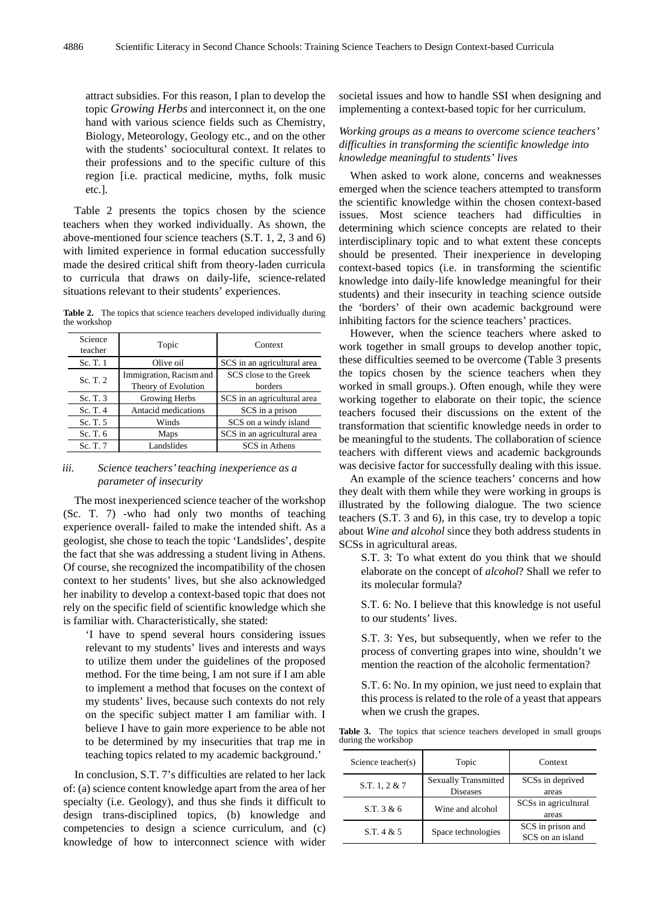attract subsidies. For this reason, I plan to develop the topic *Growing Herbs* and interconnect it, on the one hand with various science fields such as Chemistry, Biology, Meteorology, Geology etc., and on the other with the students' sociocultural context. It relates to their professions and to the specific culture of this region [i.e. practical medicine, myths, folk music etc.].

Table 2 presents the topics chosen by the science teachers when they worked individually. As shown, the above-mentioned four science teachers (S.T. 1, 2, 3 and 6) with limited experience in formal education successfully made the desired critical shift from theory-laden curricula to curricula that draws on daily-life, science-related situations relevant to their students' experiences.

**Table 2.** The topics that science teachers developed individually during the workshop

| Science teacher | Topic | Context |
|---|---|---|
| Sc. T. 1 | Olive oil | SCS in an agricultural area |
| Sc. T. 2 | Immigration, Racism and Theory of Evolution | SCS close to the Greek borders |
| Sc. T. 3 | Growing Herbs | SCS in an agricultural area |
| Sc. T. 4 | Antacid medications | SCS in a prison |
| Sc. T. 5 | Winds | SCS on a windy island |
| Sc. T. 6 | Maps | SCS in an agricultural area |
| Sc. T. 7 | Landslides | SCS in Athens |

*iii. Science teachers' teaching inexperience as a parameter of insecurity*

The most inexperienced science teacher of the workshop (Sc. T. 7) -who had only two months of teaching experience overall- failed to make the intended shift. As a geologist, she chose to teach the topic 'Landslides', despite the fact that she was addressing a student living in Athens. Of course, she recognized the incompatibility of the chosen context to her students' lives, but she also acknowledged her inability to develop a context-based topic that does not rely on the specific field of scientific knowledge which she is familiar with. Characteristically, she stated:

> 'I have to spend several hours considering issues relevant to my students' lives and interests and ways to utilize them under the guidelines of the proposed method. For the time being, I am not sure if I am able to implement a method that focuses on the context of my students' lives, because such contexts do not rely on the specific subject matter I am familiar with. I believe I have to gain more experience to be able not to be determined by my insecurities that trap me in teaching topics related to my academic background.'

In conclusion, S.T. 7's difficulties are related to her lack of: (a) science content knowledge apart from the area of her specialty (i.e. Geology), and thus she finds it difficult to design trans-disciplined topics, (b) knowledge and competencies to design a science curriculum, and (c) knowledge of how to interconnect science with wider societal issues and how to handle SSI when designing and implementing a context-based topic for her curriculum.

*Working groups as a means to overcome science teachers' difficulties in transforming the scientific knowledge into knowledge meaningful to students' lives*

When asked to work alone, concerns and weaknesses emerged when the science teachers attempted to transform the scientific knowledge within the chosen context-based issues. Most science teachers had difficulties in determining which science concepts are related to their interdisciplinary topic and to what extent these concepts should be presented. Their inexperience in developing context-based topics (i.e. in transforming the scientific knowledge into daily-life knowledge meaningful for their students) and their insecurity in teaching science outside the 'borders' of their own academic background were inhibiting factors for the science teachers' practices.

However, when the science teachers where asked to work together in small groups to develop another topic, these difficulties seemed to be overcome (Table 3 presents the topics chosen by the science teachers when they worked in small groups.). Often enough, while they were working together to elaborate on their topic, the science teachers focused their discussions on the extent of the transformation that scientific knowledge needs in order to be meaningful to the students. The collaboration of science teachers with different views and academic backgrounds was decisive factor for successfully dealing with this issue.

An example of the science teachers' concerns and how they dealt with them while they were working in groups is illustrated by the following dialogue. The two science teachers (S.T. 3 and 6), in this case, try to develop a topic about *Wine and alcohol* since they both address students in SCSs in agricultural areas.

> S.T. 3: To what extent do you think that we should elaborate on the concept of *alcohol*? Shall we refer to its molecular formula?
>
> S.T. 6: No. I believe that this knowledge is not useful to our students' lives.
>
> S.T. 3: Yes, but subsequently, when we refer to the process of converting grapes into wine, shouldn't we mention the reaction of the alcoholic fermentation?
>
> S.T. 6: No. In my opinion, we just need to explain that this process is related to the role of a yeast that appears when we crush the grapes.

**Table 3.** The topics that science teachers developed in small groups during the workshop

| Science teacher(s) | Topic | Context |
|---|---|---|
| S.T. 1, 2 & 7 | Sexually Transmitted Diseases | SCSs in deprived areas |
| S.T. 3 & 6 | Wine and alcohol | SCSs in agricultural areas |
| S.T. 4 & 5 | Space technologies | SCS in prison and SCS on an island |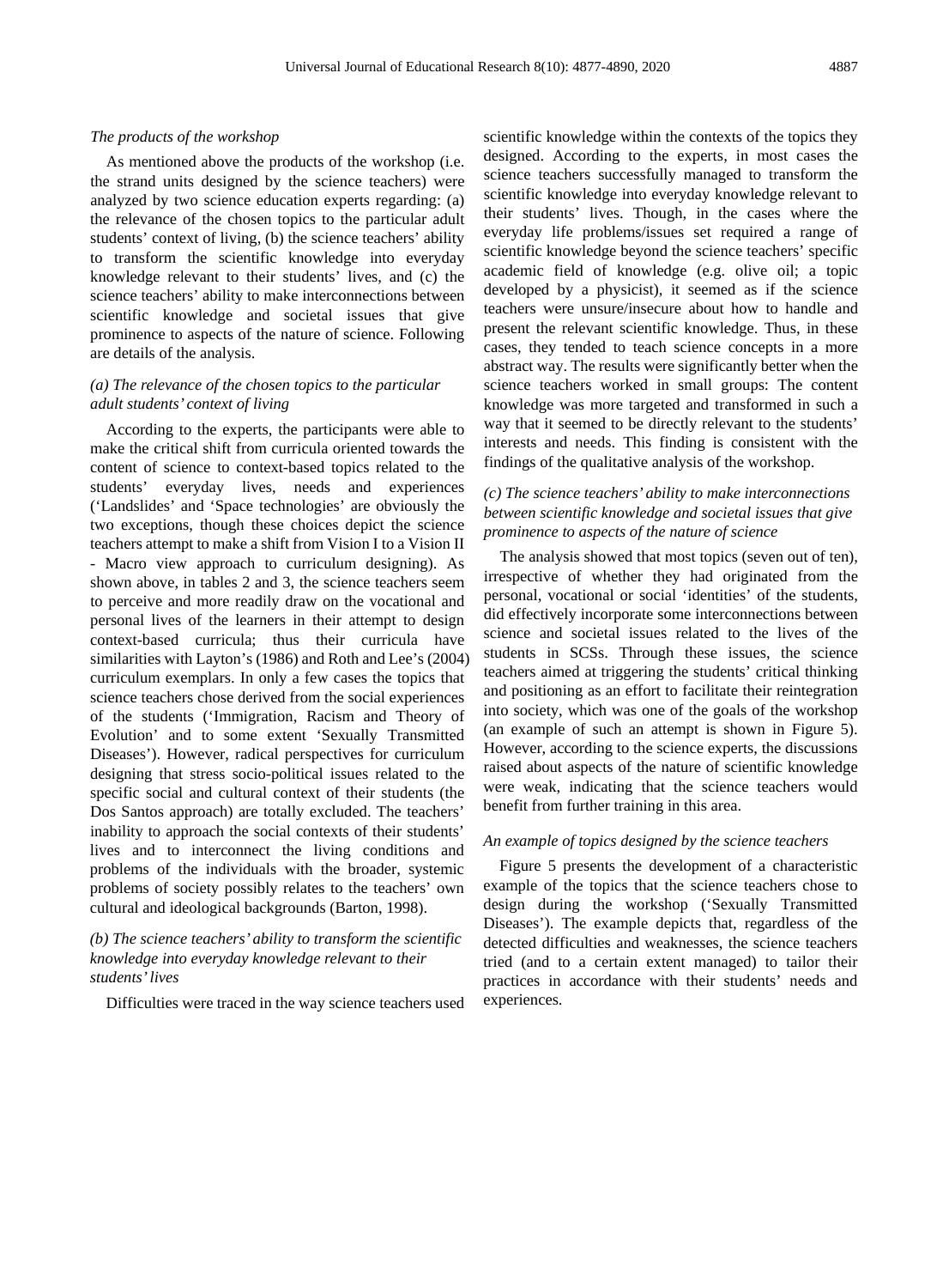*The products of the workshop*

As mentioned above the products of the workshop (i.e. the strand units designed by the science teachers) were analyzed by two science education experts regarding: (a) the relevance of the chosen topics to the particular adult students' context of living, (b) the science teachers' ability to transform the scientific knowledge into everyday knowledge relevant to their students' lives, and (c) the science teachers' ability to make interconnections between scientific knowledge and societal issues that give prominence to aspects of the nature of science. Following are details of the analysis.

*(a) The relevance of the chosen topics to the particular adult students' context of living*

According to the experts, the participants were able to make the critical shift from curricula oriented towards the content of science to context-based topics related to the students' everyday lives, needs and experiences ('Landslides' and 'Space technologies' are obviously the two exceptions, though these choices depict the science teachers attempt to make a shift from Vision I to a Vision II - Macro view approach to curriculum designing). As shown above, in tables 2 and 3, the science teachers seem to perceive and more readily draw on the vocational and personal lives of the learners in their attempt to design context-based curricula; thus their curricula have similarities with Layton's (1986) and Roth and Lee's (2004) curriculum exemplars. In only a few cases the topics that science teachers chose derived from the social experiences of the students ('Immigration, Racism and Theory of Evolution' and to some extent 'Sexually Transmitted Diseases'). However, radical perspectives for curriculum designing that stress socio-political issues related to the specific social and cultural context of their students (the Dos Santos approach) are totally excluded. The teachers' inability to approach the social contexts of their students' lives and to interconnect the living conditions and problems of the individuals with the broader, systemic problems of society possibly relates to the teachers' own cultural and ideological backgrounds (Barton, 1998).

*(b) The science teachers' ability to transform the scientific knowledge into everyday knowledge relevant to their students' lives*

Difficulties were traced in the way science teachers used scientific knowledge within the contexts of the topics they designed. According to the experts, in most cases the science teachers successfully managed to transform the scientific knowledge into everyday knowledge relevant to their students' lives. Though, in the cases where the everyday life problems/issues set required a range of scientific knowledge beyond the science teachers' specific academic field of knowledge (e.g. olive oil; a topic developed by a physicist), it seemed as if the science teachers were unsure/insecure about how to handle and present the relevant scientific knowledge. Thus, in these cases, they tended to teach science concepts in a more abstract way. The results were significantly better when the science teachers worked in small groups: The content knowledge was more targeted and transformed in such a way that it seemed to be directly relevant to the students' interests and needs. This finding is consistent with the findings of the qualitative analysis of the workshop.

*(c) The science teachers' ability to make interconnections between scientific knowledge and societal issues that give prominence to aspects of the nature of science*

The analysis showed that most topics (seven out of ten), irrespective of whether they had originated from the personal, vocational or social 'identities' of the students, did effectively incorporate some interconnections between science and societal issues related to the lives of the students in SCSs. Through these issues, the science teachers aimed at triggering the students' critical thinking and positioning as an effort to facilitate their reintegration into society, which was one of the goals of the workshop (an example of such an attempt is shown in Figure 5). However, according to the science experts, the discussions raised about aspects of the nature of scientific knowledge were weak, indicating that the science teachers would benefit from further training in this area.

*An example of topics designed by the science teachers*

Figure 5 presents the development of a characteristic example of the topics that the science teachers chose to design during the workshop ('Sexually Transmitted Diseases'). The example depicts that, regardless of the detected difficulties and weaknesses, the science teachers tried (and to a certain extent managed) to tailor their practices in accordance with their students' needs and experiences.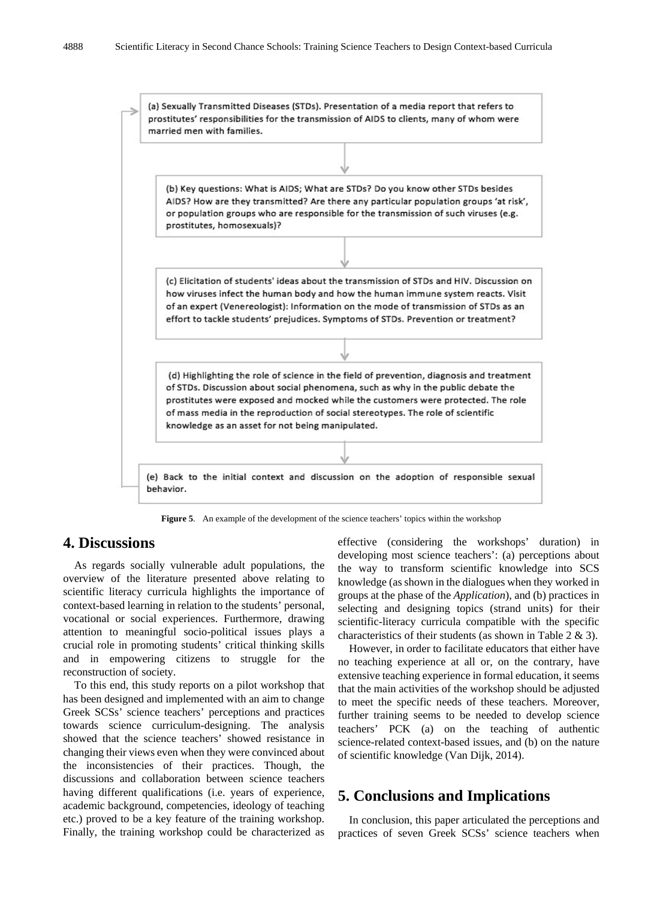(a) Sexually Transmitted Diseases (STDs). Presentation of a media report that refers to prostitutes' responsibilities for the transmission of AIDS to clients, many of whom were married men with families.

(b) Key questions: What is AIDS; What are STDs? Do you know other STDs besides AIDS? How are they transmitted? Are there any particular population groups 'at risk', or population groups who are responsible for the transmission of such viruses (e.g. prostitutes, homosexuals)?

(c) Elicitation of students' ideas about the transmission of STDs and HIV. Discussion on how viruses infect the human body and how the human immune system reacts. Visit of an expert (Venereologist): Information on the mode of transmission of STDs as an effort to tackle students' prejudices. Symptoms of STDs. Prevention or treatment?

(d) Highlighting the role of science in the field of prevention, diagnosis and treatment of STDs. Discussion about social phenomena, such as why in the public debate the prostitutes were exposed and mocked while the customers were protected. The role of mass media in the reproduction of social stereotypes. The role of scientific knowledge as an asset for not being manipulated.

(e) Back to the initial context and discussion on the adoption of responsible sexual behavior.

**Figure 5**. An example of the development of the science teachers' topics within the workshop

## 4. Discussions

As regards socially vulnerable adult populations, the overview of the literature presented above relating to scientific literacy curricula highlights the importance of context-based learning in relation to the students' personal, vocational or social experiences. Furthermore, drawing attention to meaningful socio-political issues plays a crucial role in promoting students' critical thinking skills and in empowering citizens to struggle for the reconstruction of society.

To this end, this study reports on a pilot workshop that has been designed and implemented with an aim to change Greek SCSs' science teachers' perceptions and practices towards science curriculum-designing. The analysis showed that the science teachers' showed resistance in changing their views even when they were convinced about the inconsistencies of their practices. Though, the discussions and collaboration between science teachers having different qualifications (i.e. years of experience, academic background, competencies, ideology of teaching etc.) proved to be a key feature of the training workshop. Finally, the training workshop could be characterized as effective (considering the workshops' duration) in developing most science teachers': (a) perceptions about the way to transform scientific knowledge into SCS knowledge (as shown in the dialogues when they worked in groups at the phase of the *Application*), and (b) practices in selecting and designing topics (strand units) for their scientific-literacy curricula compatible with the specific characteristics of their students (as shown in Table 2 & 3).

However, in order to facilitate educators that either have no teaching experience at all or, on the contrary, have extensive teaching experience in formal education, it seems that the main activities of the workshop should be adjusted to meet the specific needs of these teachers. Moreover, further training seems to be needed to develop science teachers' PCK (a) on the teaching of authentic science-related context-based issues, and (b) on the nature of scientific knowledge (Van Dijk, 2014).

## 5. Conclusions and Implications

In conclusion, this paper articulated the perceptions and practices of seven Greek SCSs' science teachers when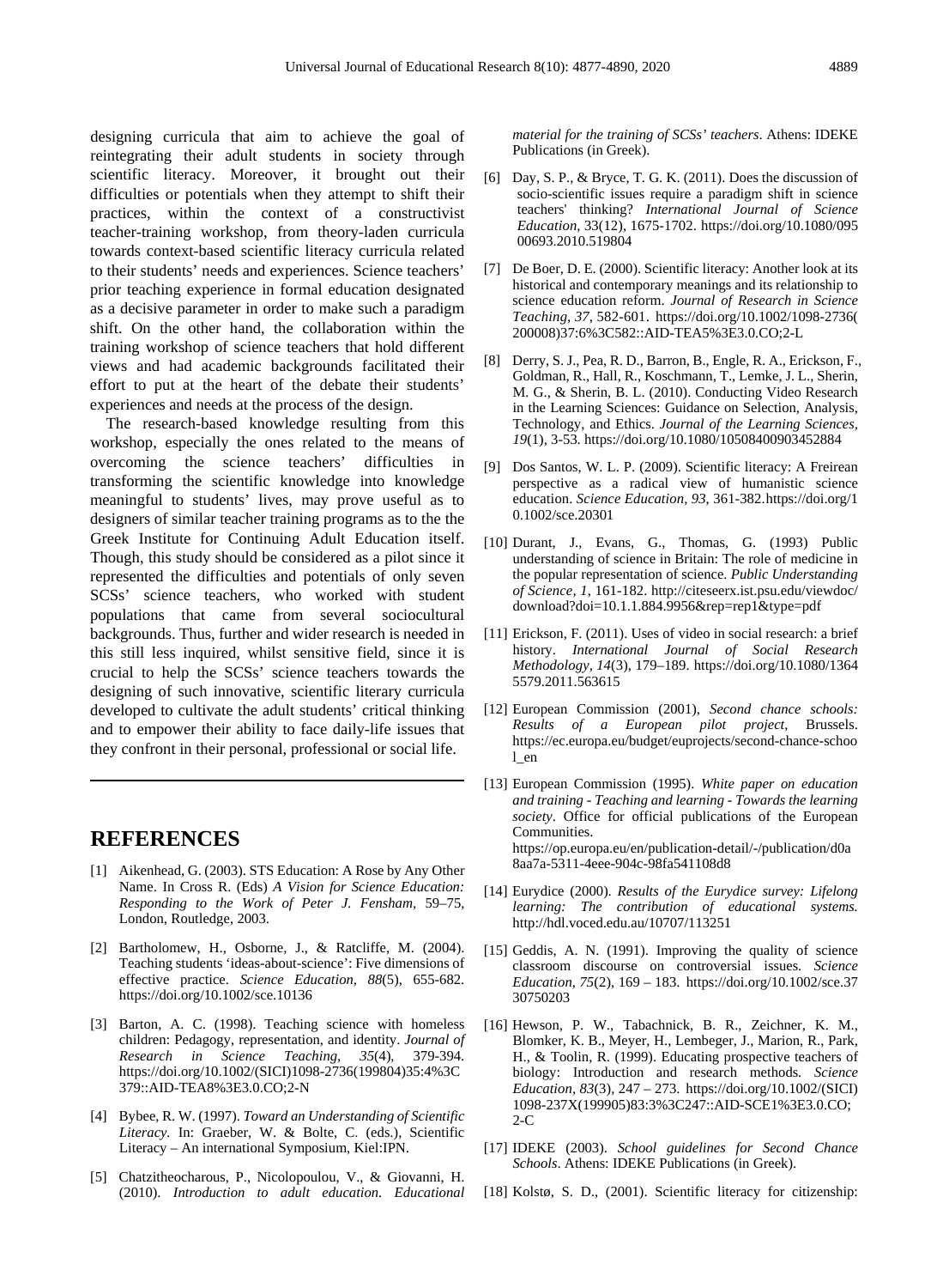designing curricula that aim to achieve the goal of reintegrating their adult students in society through scientific literacy. Moreover, it brought out their difficulties or potentials when they attempt to shift their practices, within the context of a constructivist teacher-training workshop, from theory-laden curricula towards context-based scientific literacy curricula related to their students' needs and experiences. Science teachers' prior teaching experience in formal education designated as a decisive parameter in order to make such a paradigm shift. On the other hand, the collaboration within the training workshop of science teachers that hold different views and had academic backgrounds facilitated their effort to put at the heart of the debate their students' experiences and needs at the process of the design.

The research-based knowledge resulting from this workshop, especially the ones related to the means of overcoming the science teachers' difficulties in transforming the scientific knowledge into knowledge meaningful to students' lives, may prove useful as to designers of similar teacher training programs as to the the Greek Institute for Continuing Adult Education itself. Though, this study should be considered as a pilot since it represented the difficulties and potentials of only seven SCSs' science teachers, who worked with student populations that came from several sociocultural backgrounds. Thus, further and wider research is needed in this still less inquired, whilst sensitive field, since it is crucial to help the SCSs' science teachers towards the designing of such innovative, scientific literary curricula developed to cultivate the adult students' critical thinking and to empower their ability to face daily-life issues that they confront in their personal, professional or social life.

## REFERENCES

[1] Aikenhead, G. (2003). STS Education: A Rose by Any Other Name. In Cross R. (Eds) *A Vision for Science Education: Responding to the Work of Peter J. Fensham*, 59–75, London, Routledge, 2003.

[2] Bartholomew, H., Osborne, J., & Ratcliffe, M. (2004). Teaching students 'ideas-about-science': Five dimensions of effective practice. *Science Education, 88*(5), 655-682. https://doi.org/10.1002/sce.10136

[3] Barton, A. C. (1998). Teaching science with homeless children: Pedagogy, representation, and identity. *Journal of Research in Science Teaching, 35*(4), 379-394. https://doi.org/10.1002/(SICI)1098-2736(199804)35:4%3C379::AID-TEA8%3E3.0.CO;2-N

[4] Bybee, R. W. (1997). *Toward an Understanding of Scientific Literacy*. In: Graeber, W. & Bolte, C. (eds.), Scientific Literacy – An international Symposium, Kiel:IPN.

[5] Chatzitheocharous, P., Nicolopoulou, V., & Giovanni, H. (2010). *Introduction to adult education. Educational material for the training of SCSs' teachers*. Athens: IDEKE Publications (in Greek).

[6] Day, S. P., & Bryce, T. G. K. (2011). Does the discussion of socio-scientific issues require a paradigm shift in science teachers' thinking? *International Journal of Science Education*, 33(12), 1675-1702. https://doi.org/10.1080/09500693.2010.519804

[7] De Boer, D. E. (2000). Scientific literacy: Another look at its historical and contemporary meanings and its relationship to science education reform. *Journal of Research in Science Teaching, 37*, 582-601. https://doi.org/10.1002/1098-2736(200008)37:6%3C582::AID-TEA5%3E3.0.CO;2-L

[8] Derry, S. J., Pea, R. D., Barron, B., Engle, R. A., Erickson, F., Goldman, R., Hall, R., Koschmann, T., Lemke, J. L., Sherin, M. G., & Sherin, B. L. (2010). Conducting Video Research in the Learning Sciences: Guidance on Selection, Analysis, Technology, and Ethics. *Journal of the Learning Sciences, 19*(1), 3-53. https://doi.org/10.1080/10508400903452884

[9] Dos Santos, W. L. P. (2009). Scientific literacy: A Freirean perspective as a radical view of humanistic science education. *Science Education, 93*, 361-382.https://doi.org/10.1002/sce.20301

[10] Durant, J., Evans, G., Thomas, G. (1993) Public understanding of science in Britain: The role of medicine in the popular representation of science. *Public Understanding of Science, 1*, 161-182. http://citeseerx.ist.psu.edu/viewdoc/download?doi=10.1.1.884.9956&rep=rep1&type=pdf

[11] Erickson, F. (2011). Uses of video in social research: a brief history. *International Journal of Social Research Methodology, 14*(3), 179–189. https://doi.org/10.1080/13645579.2011.563615

[12] European Commission (2001), *Second chance schools: Results of a European pilot project*, Brussels. https://ec.europa.eu/budget/euprojects/second-chance-school_en

[13] European Commission (1995). *White paper on education and training - Teaching and learning - Towards the learning society*. Office for official publications of the European Communities. https://op.europa.eu/en/publication-detail/-/publication/d0a8aa7a-5311-4eee-904c-98fa541108d8

[14] Eurydice (2000). *Results of the Eurydice survey: Lifelong learning: The contribution of educational systems.* http://hdl.voced.edu.au/10707/113251

[15] Geddis, A. N. (1991). Improving the quality of science classroom discourse on controversial issues. *Science Education, 75*(2), 169 – 183. https://doi.org/10.1002/sce.3730750203

[16] Hewson, P. W., Tabachnick, B. R., Zeichner, K. M., Blomker, K. B., Meyer, H., Lembeger, J., Marion, R., Park, H., & Toolin, R. (1999). Educating prospective teachers of biology: Introduction and research methods. *Science Education, 83*(3), 247 – 273. https://doi.org/10.1002/(SICI)1098-237X(199905)83:3%3C247::AID-SCE1%3E3.0.CO;2-C

[17] IDEKE (2003). *School guidelines for Second Chance Schools*. Athens: IDEKE Publications (in Greek).

[18] Kolstø, S. D., (2001). Scientific literacy for citizenship: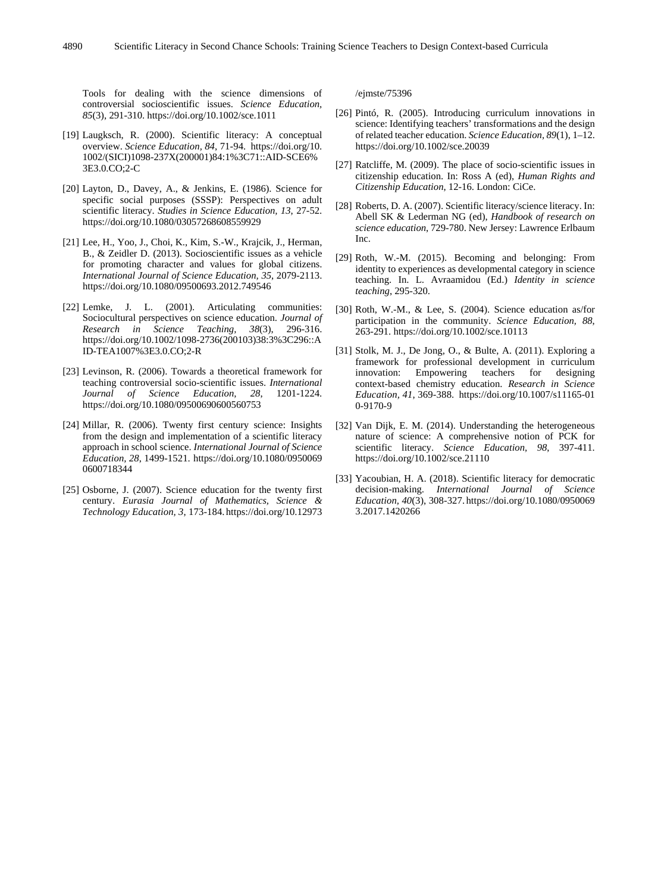Tools for dealing with the science dimensions of controversial socioscientific issues. *Science Education, 85*(3), 291-310. https://doi.org/10.1002/sce.1011

[19] Laugksch, R. (2000). Scientific literacy: A conceptual overview. *Science Education, 84*, 71-94. https://doi.org/10.1002/(SICI)1098-237X(200001)84:1%3C71::AID-SCE6%3E3.0.CO;2-C

[20] Layton, D., Davey, A., & Jenkins, E. (1986). Science for specific social purposes (SSSP): Perspectives on adult scientific literacy. *Studies in Science Education, 13*, 27-52. https://doi.org/10.1080/03057268608559929

[21] Lee, H., Yoo, J., Choi, K., Kim, S.-W., Krajcik, J., Herman, B., & Zeidler D. (2013). Socioscientific issues as a vehicle for promoting character and values for global citizens. *International Journal of Science Education, 35*, 2079-2113. https://doi.org/10.1080/09500693.2012.749546

[22] Lemke, J. L. (2001). Articulating communities: Sociocultural perspectives on science education. *Journal of Research in Science Teaching, 38*(3), 296-316. https://doi.org/10.1002/1098-2736(200103)38:3%3C296::AID-TEA1007%3E3.0.CO;2-R

[23] Levinson, R. (2006). Towards a theoretical framework for teaching controversial socio-scientific issues. *International Journal of Science Education, 28*, 1201-1224. https://doi.org/10.1080/09500690600560753

[24] Millar, R. (2006). Twenty first century science: Insights from the design and implementation of a scientific literacy approach in school science. *International Journal of Science Education, 28*, 1499-1521. https://doi.org/10.1080/09500690600718344

[25] Osborne, J. (2007). Science education for the twenty first century. *Eurasia Journal of Mathematics, Science & Technology Education, 3*, 173-184. https://doi.org/10.12973/ejmste/75396

[26] Pintó, R. (2005). Introducing curriculum innovations in science: Identifying teachers' transformations and the design of related teacher education. *Science Education, 89*(1), 1–12. https://doi.org/10.1002/sce.20039

[27] Ratcliffe, M. (2009). The place of socio-scientific issues in citizenship education. In: Ross A (ed), *Human Rights and Citizenship Education*, 12-16. London: CiCe.

[28] Roberts, D. A. (2007). Scientific literacy/science literacy. In: Abell SK & Lederman NG (ed), *Handbook of research on science education*, 729-780. New Jersey: Lawrence Erlbaum Inc.

[29] Roth, W.-M. (2015). Becoming and belonging: From identity to experiences as developmental category in science teaching. In. L. Avraamidou (Ed.) *Identity in science teaching*, 295-320.

[30] Roth, W.-M., & Lee, S. (2004). Science education as/for participation in the community. *Science Education, 88*, 263-291. https://doi.org/10.1002/sce.10113

[31] Stolk, M. J., De Jong, O., & Bulte, A. (2011). Exploring a framework for professional development in curriculum innovation: Empowering teachers for designing context-based chemistry education. *Research in Science Education, 41*, 369-388. https://doi.org/10.1007/s11165-010-9170-9

[32] Van Dijk, E. M. (2014). Understanding the heterogeneous nature of science: A comprehensive notion of PCK for scientific literacy. *Science Education, 98*, 397-411. https://doi.org/10.1002/sce.21110

[33] Yacoubian, H. A. (2018). Scientific literacy for democratic decision-making. *International Journal of Science Education, 40*(3), 308-327. https://doi.org/10.1080/09500693.2017.1420266